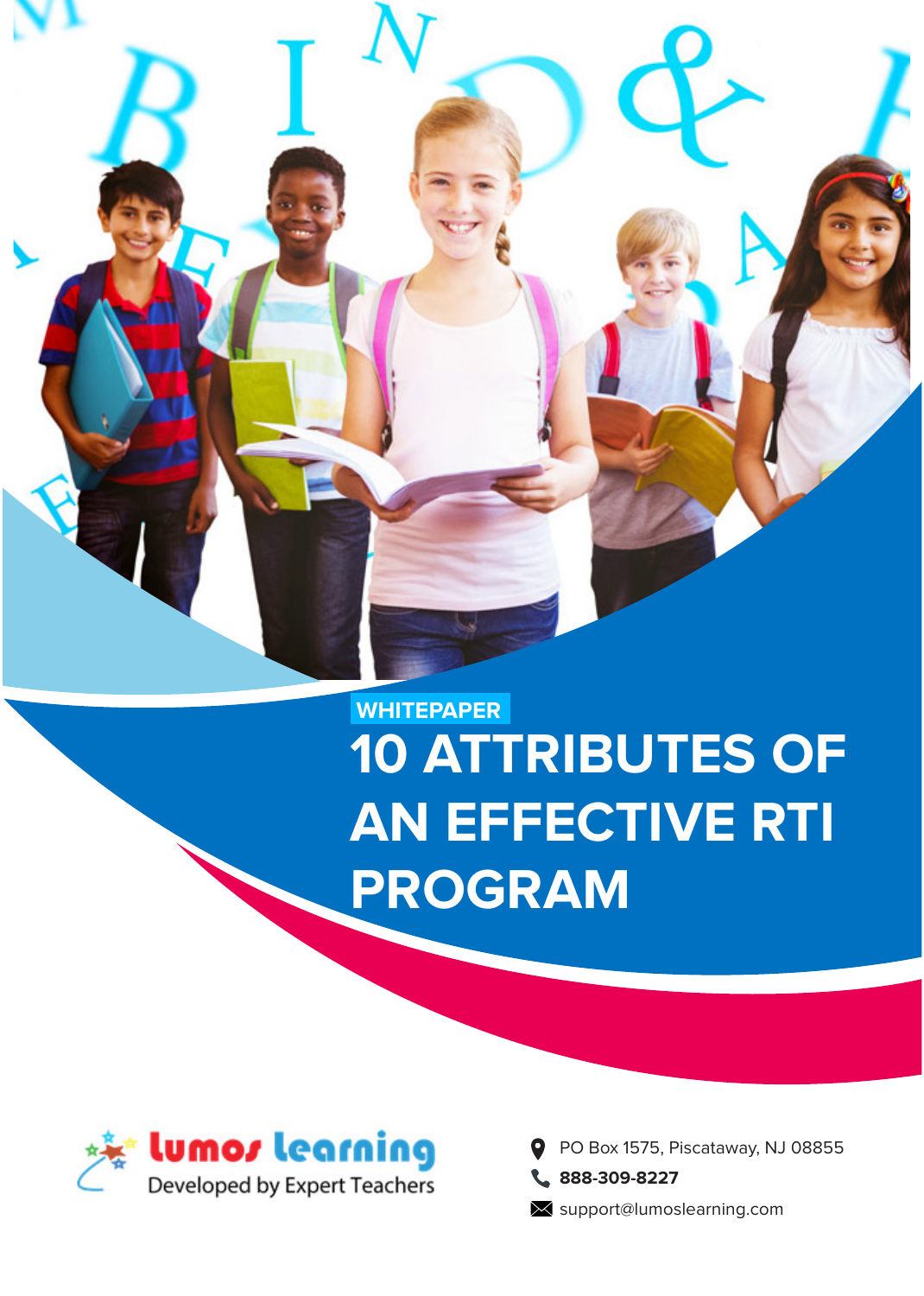WHITEPAPER

# 10 ATTRIBUTES OF AN EFFECTIVE RTI PROGRAM

Lumos Learning
Developed by Expert Teachers

PO Box 1575, Piscataway, NJ 08855

888-309-8227

support@lumoslearning.com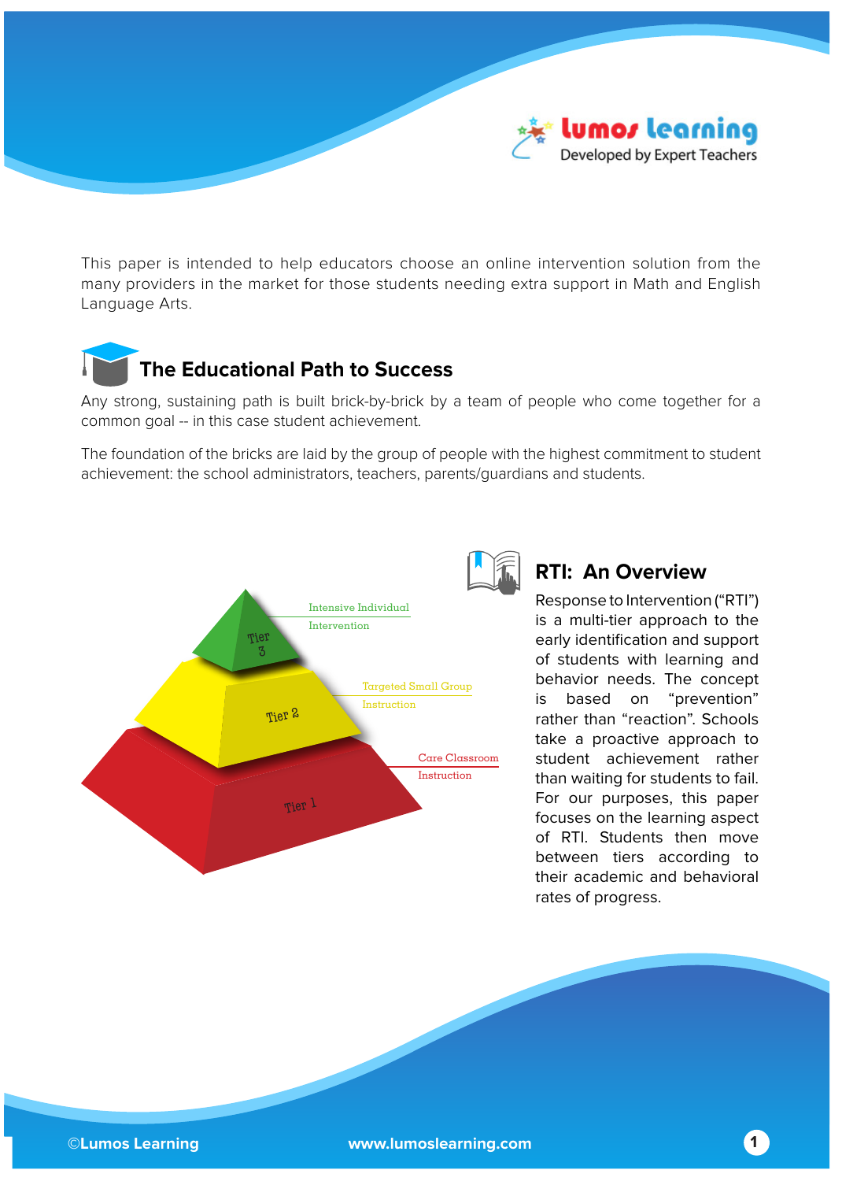This paper is intended to help educators choose an online intervention solution from the many providers in the market for those students needing extra support in Math and English Language Arts.

## The Educational Path to Success

Any strong, sustaining path is built brick-by-brick by a team of people who come together for a common goal -- in this case student achievement.

The foundation of the bricks are laid by the group of people with the highest commitment to student achievement: the school administrators, teachers, parents/guardians and students.

Tier 3 – Intensive Individual Intervention

Tier 2 – Targeted Small Group Instruction

Tier 1 – Care Classroom Instruction

## RTI: An Overview

Response to Intervention ("RTI") is a multi-tier approach to the early identification and support of students with learning and behavior needs. The concept is based on "prevention" rather than "reaction". Schools take a proactive approach to student achievement rather than waiting for students to fail. For our purposes, this paper focuses on the learning aspect of RTI. Students then move between tiers according to their academic and behavioral rates of progress.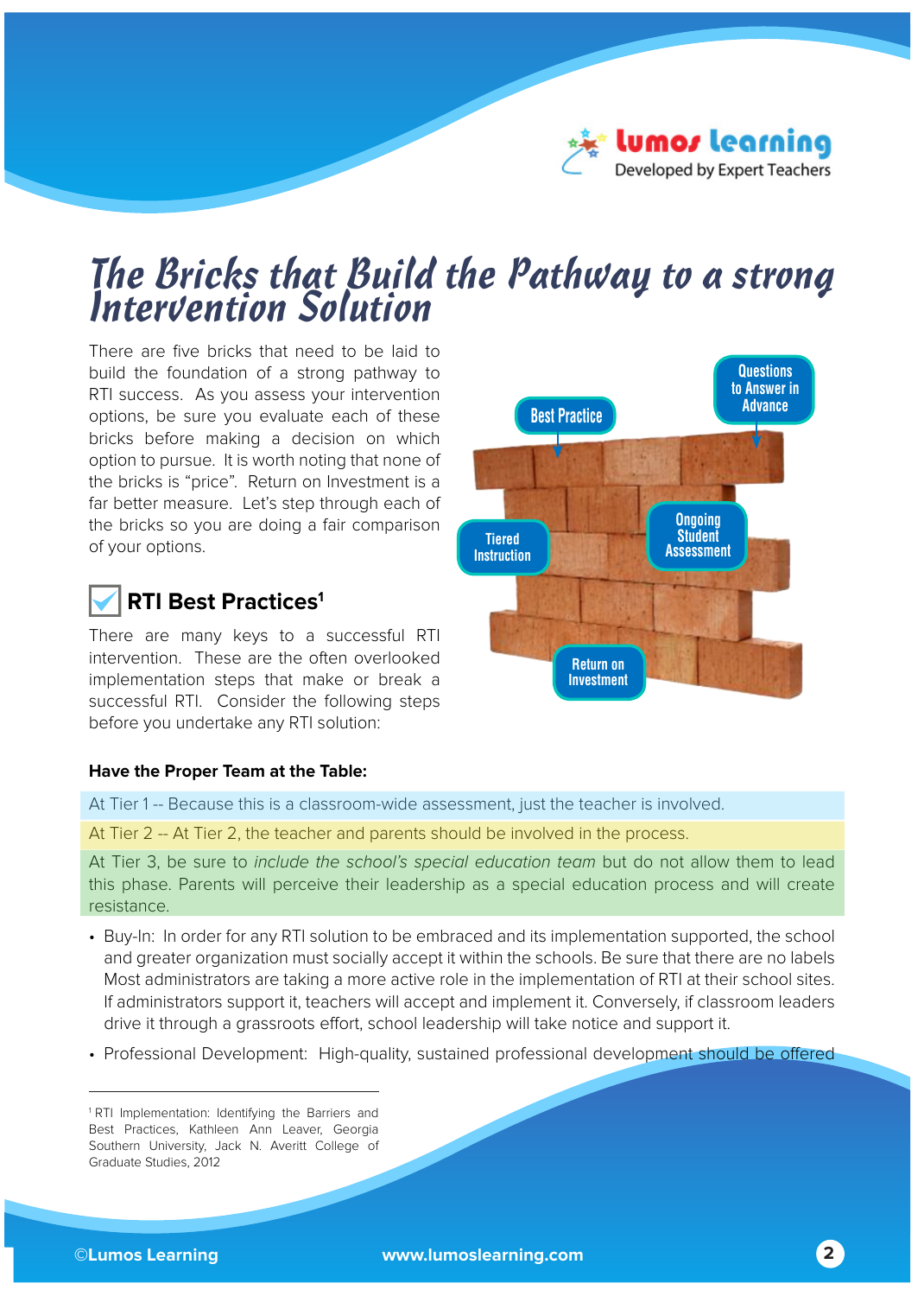# The Bricks that Build the Pathway to a strong Intervention Solution

There are five bricks that need to be laid to build the foundation of a strong pathway to RTI success. As you assess your intervention options, be sure you evaluate each of these bricks before making a decision on which option to pursue. It is worth noting that none of the bricks is "price". Return on Investment is a far better measure. Let's step through each of the bricks so you are doing a fair comparison of your options.

Best Practice

Questions to Answer in Advance

Tiered Instruction

Ongoing Student Assessment

Return on Investment

## RTI Best Practices[1]

There are many keys to a successful RTI intervention. These are the often overlooked implementation steps that make or break a successful RTI. Consider the following steps before you undertake any RTI solution:

**Have the Proper Team at the Table:**

At Tier 1 -- Because this is a classroom-wide assessment, just the teacher is involved.

At Tier 2 -- At Tier 2, the teacher and parents should be involved in the process.

At Tier 3, be sure to *include the school's special education team* but do not allow them to lead this phase. Parents will perceive their leadership as a special education process and will create resistance.

- Buy-In: In order for any RTI solution to be embraced and its implementation supported, the school and greater organization must socially accept it within the schools. Be sure that there are no labels Most administrators are taking a more active role in the implementation of RTI at their school sites. If administrators support it, teachers will accept and implement it. Conversely, if classroom leaders drive it through a grassroots effort, school leadership will take notice and support it.
- Professional Development: High-quality, sustained professional development should be offered

[1] RTI Implementation: Identifying the Barriers and Best Practices, Kathleen Ann Leaver, Georgia Southern University, Jack N. Averitt College of Graduate Studies, 2012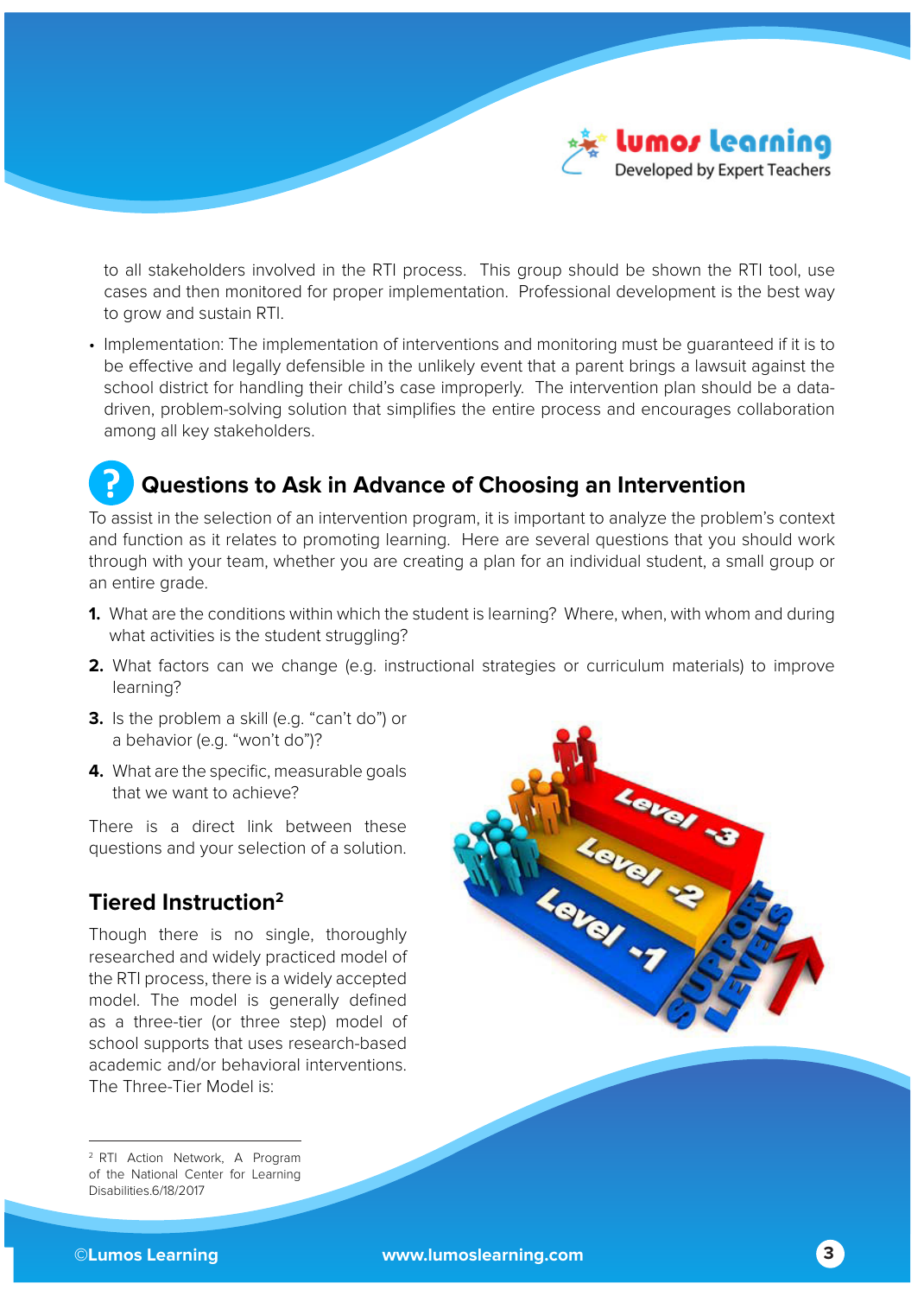to all stakeholders involved in the RTI process. This group should be shown the RTI tool, use cases and then monitored for proper implementation. Professional development is the best way to grow and sustain RTI.

- Implementation: The implementation of interventions and monitoring must be guaranteed if it is to be effective and legally defensible in the unlikely event that a parent brings a lawsuit against the school district for handling their child's case improperly. The intervention plan should be a data-driven, problem-solving solution that simplifies the entire process and encourages collaboration among all key stakeholders.

## Questions to Ask in Advance of Choosing an Intervention

To assist in the selection of an intervention program, it is important to analyze the problem's context and function as it relates to promoting learning. Here are several questions that you should work through with your team, whether you are creating a plan for an individual student, a small group or an entire grade.

1. What are the conditions within which the student is learning? Where, when, with whom and during what activities is the student struggling?
2. What factors can we change (e.g. instructional strategies or curriculum materials) to improve learning?
3. Is the problem a skill (e.g. "can't do") or a behavior (e.g. "won't do")?
4. What are the specific, measurable goals that we want to achieve?

There is a direct link between these questions and your selection of a solution.

## Tiered Instruction[2]

Though there is no single, thoroughly researched and widely practiced model of the RTI process, there is a widely accepted model. The model is generally defined as a three-tier (or three step) model of school supports that uses research-based academic and/or behavioral interventions. The Three-Tier Model is:

[2] RTI Action Network, A Program of the National Center for Learning Disabilities.6/18/2017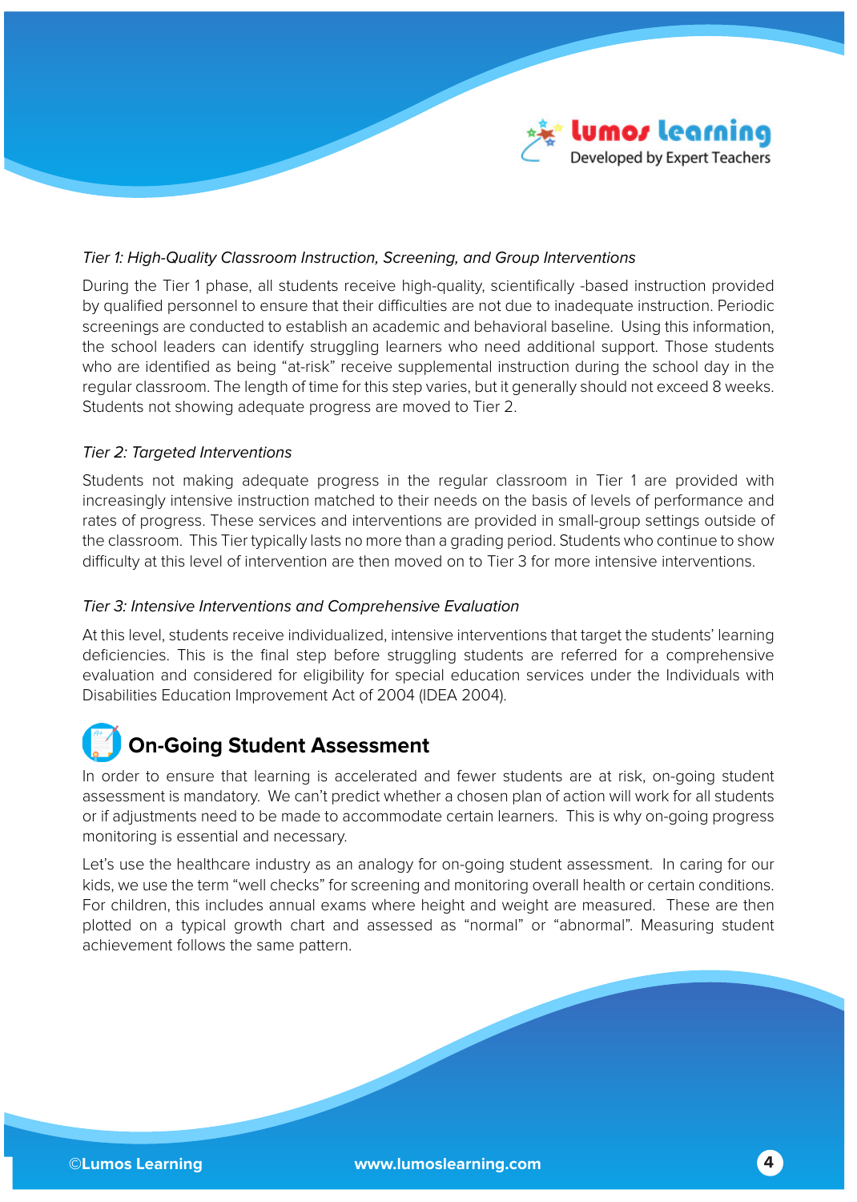*Tier 1: High-Quality Classroom Instruction, Screening, and Group Interventions*

During the Tier 1 phase, all students receive high-quality, scientifically -based instruction provided by qualified personnel to ensure that their difficulties are not due to inadequate instruction. Periodic screenings are conducted to establish an academic and behavioral baseline. Using this information, the school leaders can identify struggling learners who need additional support. Those students who are identified as being "at-risk" receive supplemental instruction during the school day in the regular classroom. The length of time for this step varies, but it generally should not exceed 8 weeks. Students not showing adequate progress are moved to Tier 2.

*Tier 2: Targeted Interventions*

Students not making adequate progress in the regular classroom in Tier 1 are provided with increasingly intensive instruction matched to their needs on the basis of levels of performance and rates of progress. These services and interventions are provided in small-group settings outside of the classroom. This Tier typically lasts no more than a grading period. Students who continue to show difficulty at this level of intervention are then moved on to Tier 3 for more intensive interventions.

*Tier 3: Intensive Interventions and Comprehensive Evaluation*

At this level, students receive individualized, intensive interventions that target the students' learning deficiencies. This is the final step before struggling students are referred for a comprehensive evaluation and considered for eligibility for special education services under the Individuals with Disabilities Education Improvement Act of 2004 (IDEA 2004).

## On-Going Student Assessment

In order to ensure that learning is accelerated and fewer students are at risk, on-going student assessment is mandatory. We can't predict whether a chosen plan of action will work for all students or if adjustments need to be made to accommodate certain learners. This is why on-going progress monitoring is essential and necessary.

Let's use the healthcare industry as an analogy for on-going student assessment. In caring for our kids, we use the term "well checks" for screening and monitoring overall health or certain conditions. For children, this includes annual exams where height and weight are measured. These are then plotted on a typical growth chart and assessed as "normal" or "abnormal". Measuring student achievement follows the same pattern.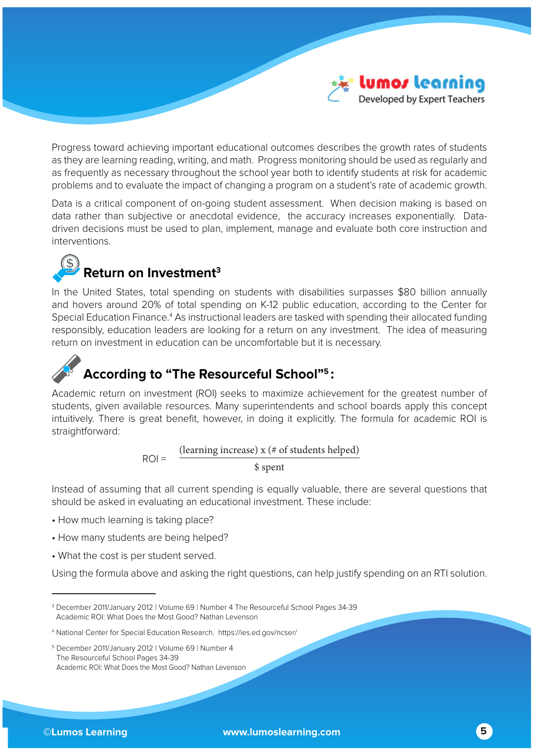Progress toward achieving important educational outcomes describes the growth rates of students as they are learning reading, writing, and math. Progress monitoring should be used as regularly and as frequently as necessary throughout the school year both to identify students at risk for academic problems and to evaluate the impact of changing a program on a student's rate of academic growth.

Data is a critical component of on-going student assessment. When decision making is based on data rather than subjective or anecdotal evidence, the accuracy increases exponentially. Data-driven decisions must be used to plan, implement, manage and evaluate both core instruction and interventions.

## Return on Investment[3]

In the United States, total spending on students with disabilities surpasses $80 billion annually and hovers around 20% of total spending on K-12 public education, according to the Center for Special Education Finance.[4] As instructional leaders are tasked with spending their allocated funding responsibly, education leaders are looking for a return on any investment. The idea of measuring return on investment in education can be uncomfortable but it is necessary.

## According to "The Resourceful School"[5]:

Academic return on investment (ROI) seeks to maximize achievement for the greatest number of students, given available resources. Many superintendents and school boards apply this concept intuitively. There is great benefit, however, in doing it explicitly. The formula for academic ROI is straightforward:

$$\text{ROI} = \frac{\text{(learning increase) x (\# of students helped)}}{\text{\$ spent}}$$

Instead of assuming that all current spending is equally valuable, there are several questions that should be asked in evaluating an educational investment. These include:

- How much learning is taking place?
- How many students are being helped?
- What the cost is per student served.

Using the formula above and asking the right questions, can help justify spending on an RTI solution.

---

[3] December 2011/January 2012 | Volume 69 | Number 4 The Resourceful School Pages 34-39
Academic ROI: What Does the Most Good? Nathan Levenson

[4] National Center for Special Education Research. https://ies.ed.gov/ncser/

[5] December 2011/January 2012 | Volume 69 | Number 4
The Resourceful School Pages 34-39
Academic ROI: What Does the Most Good? Nathan Levenson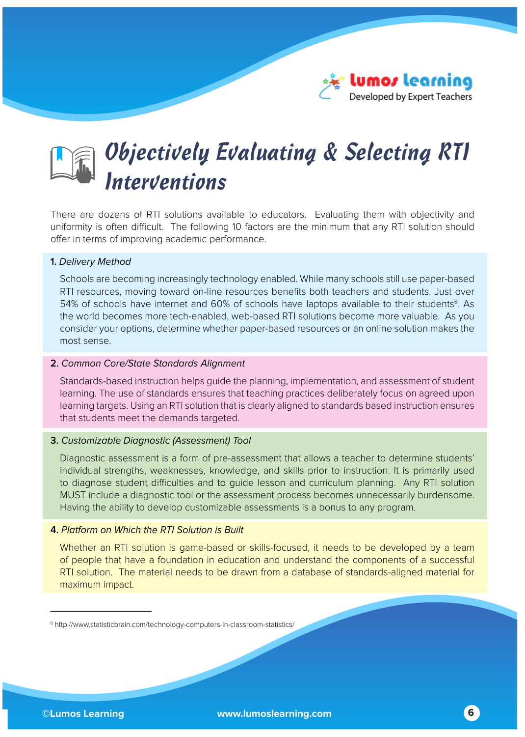# Objectively Evaluating & Selecting RTI Interventions

There are dozens of RTI solutions available to educators. Evaluating them with objectivity and uniformity is often difficult. The following 10 factors are the minimum that any RTI solution should offer in terms of improving academic performance.

**1.** *Delivery Method*

Schools are becoming increasingly technology enabled. While many schools still use paper-based RTI resources, moving toward on-line resources benefits both teachers and students. Just over 54% of schools have internet and 60% of schools have laptops available to their students[6]. As the world becomes more tech-enabled, web-based RTI solutions become more valuable. As you consider your options, determine whether paper-based resources or an online solution makes the most sense.

**2.** *Common Core/State Standards Alignment*

Standards-based instruction helps guide the planning, implementation, and assessment of student learning. The use of standards ensures that teaching practices deliberately focus on agreed upon learning targets. Using an RTI solution that is clearly aligned to standards based instruction ensures that students meet the demands targeted.

**3.** *Customizable Diagnostic (Assessment) Tool*

Diagnostic assessment is a form of pre-assessment that allows a teacher to determine students' individual strengths, weaknesses, knowledge, and skills prior to instruction. It is primarily used to diagnose student difficulties and to guide lesson and curriculum planning. Any RTI solution MUST include a diagnostic tool or the assessment process becomes unnecessarily burdensome. Having the ability to develop customizable assessments is a bonus to any program.

**4.** *Platform on Which the RTI Solution is Built*

Whether an RTI solution is game-based or skills-focused, it needs to be developed by a team of people that have a foundation in education and understand the components of a successful RTI solution. The material needs to be drawn from a database of standards-aligned material for maximum impact.

---

[6] http://www.statisticbrain.com/technology-computers-in-classroom-statistics/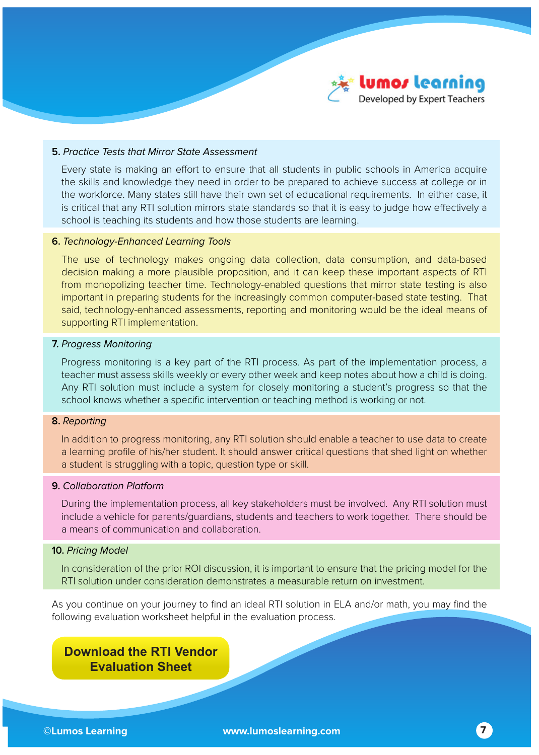**5.** *Practice Tests that Mirror State Assessment*

Every state is making an effort to ensure that all students in public schools in America acquire the skills and knowledge they need in order to be prepared to achieve success at college or in the workforce. Many states still have their own set of educational requirements. In either case, it is critical that any RTI solution mirrors state standards so that it is easy to judge how effectively a school is teaching its students and how those students are learning.

**6.** *Technology-Enhanced Learning Tools*

The use of technology makes ongoing data collection, data consumption, and data-based decision making a more plausible proposition, and it can keep these important aspects of RTI from monopolizing teacher time. Technology-enabled questions that mirror state testing is also important in preparing students for the increasingly common computer-based state testing. That said, technology-enhanced assessments, reporting and monitoring would be the ideal means of supporting RTI implementation.

**7.** *Progress Monitoring*

Progress monitoring is a key part of the RTI process. As part of the implementation process, a teacher must assess skills weekly or every other week and keep notes about how a child is doing. Any RTI solution must include a system for closely monitoring a student's progress so that the school knows whether a specific intervention or teaching method is working or not.

**8.** *Reporting*

In addition to progress monitoring, any RTI solution should enable a teacher to use data to create a learning profile of his/her student. It should answer critical questions that shed light on whether a student is struggling with a topic, question type or skill.

**9.** *Collaboration Platform*

During the implementation process, all key stakeholders must be involved. Any RTI solution must include a vehicle for parents/guardians, students and teachers to work together. There should be a means of communication and collaboration.

**10.** *Pricing Model*

In consideration of the prior ROI discussion, it is important to ensure that the pricing model for the RTI solution under consideration demonstrates a measurable return on investment.

As you continue on your journey to find an ideal RTI solution in ELA and/or math, you may find the following evaluation worksheet helpful in the evaluation process.

**Download the RTI Vendor Evaluation Sheet**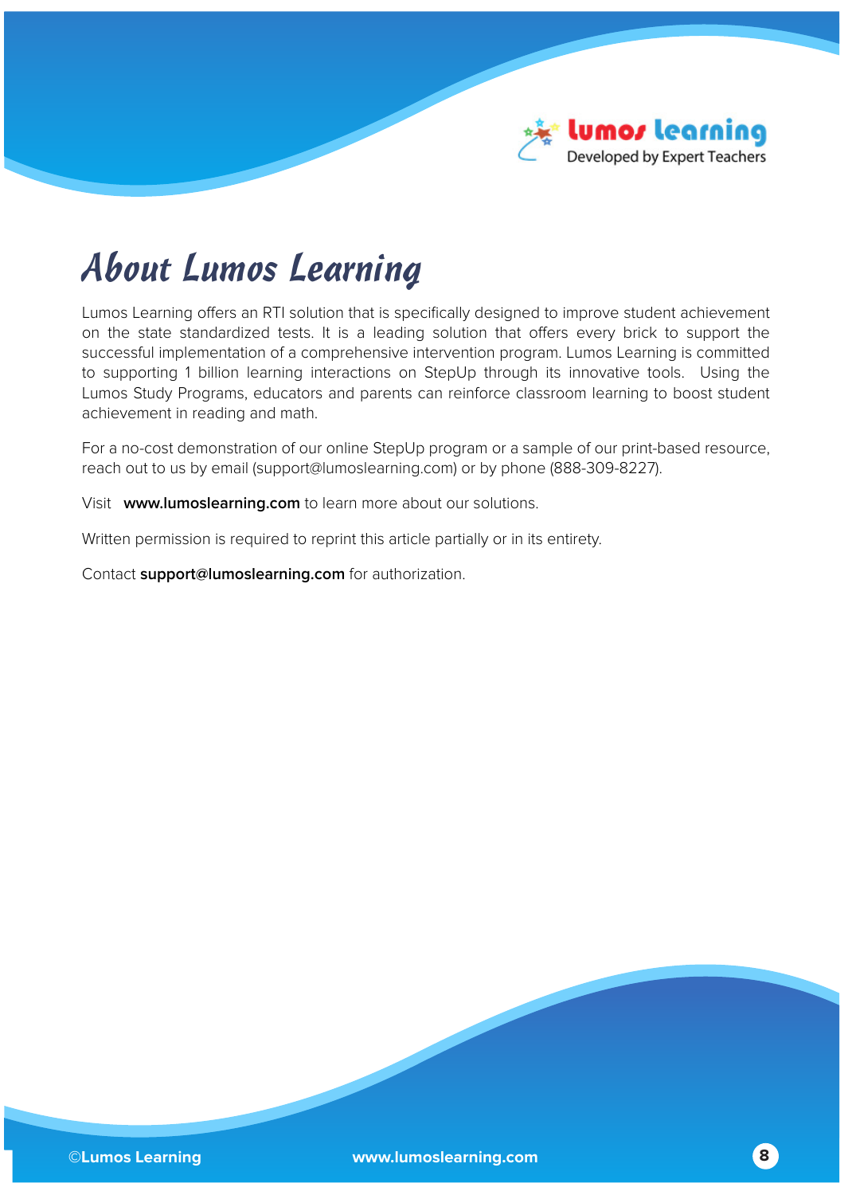# About Lumos Learning

Lumos Learning offers an RTI solution that is specifically designed to improve student achievement on the state standardized tests. It is a leading solution that offers every brick to support the successful implementation of a comprehensive intervention program. Lumos Learning is committed to supporting 1 billion learning interactions on StepUp through its innovative tools. Using the Lumos Study Programs, educators and parents can reinforce classroom learning to boost student achievement in reading and math.

For a no-cost demonstration of our online StepUp program or a sample of our print-based resource, reach out to us by email (support@lumoslearning.com) or by phone (888-309-8227).

Visit **www.lumoslearning.com** to learn more about our solutions.

Written permission is required to reprint this article partially or in its entirety.

Contact **support@lumoslearning.com** for authorization.